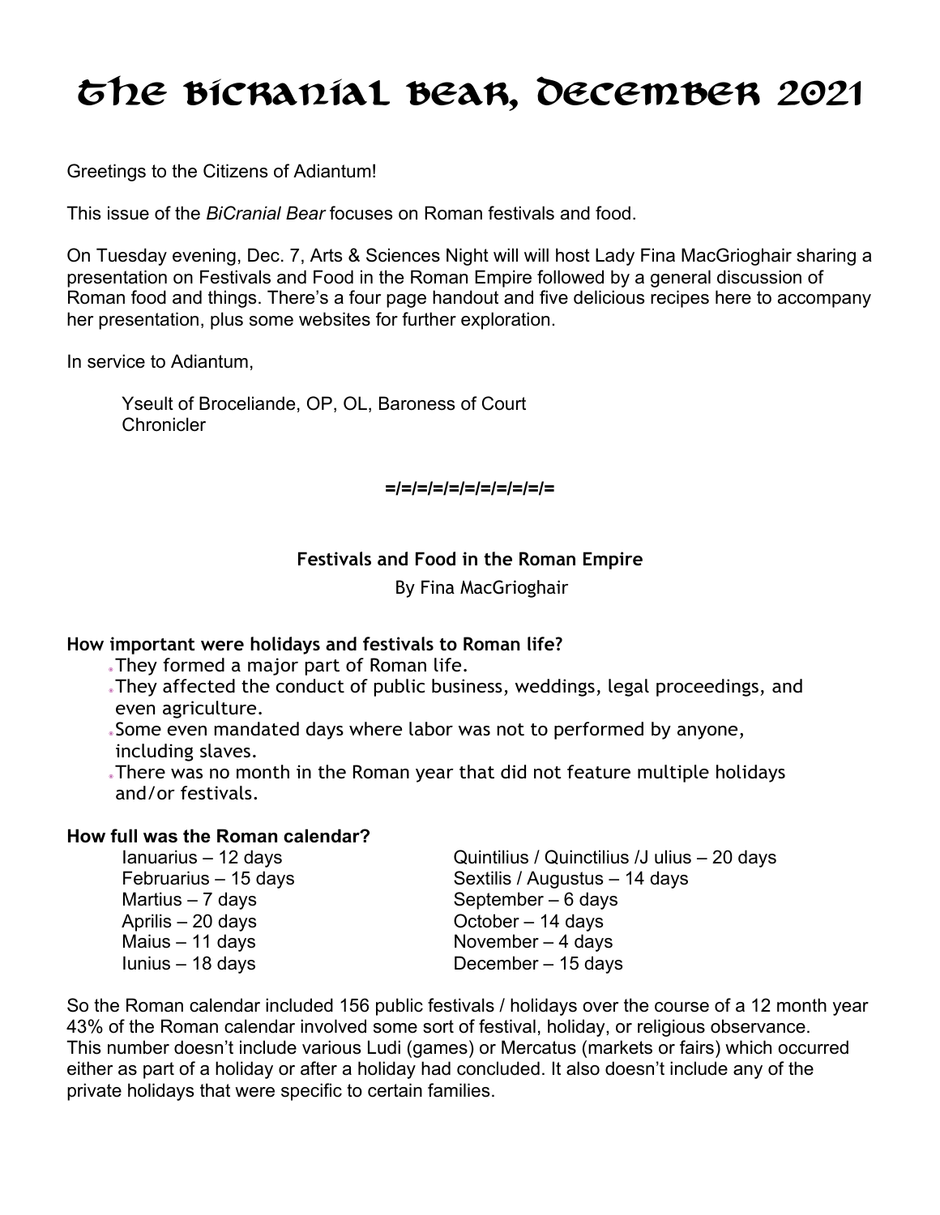# The BiCranial Bear, December 2021

Greetings to the Citizens of Adiantum!

This issue of the *BiCranial Bear* focuses on Roman festivals and food.

On Tuesday evening, Dec. 7, Arts & Sciences Night will will host Lady Fina MacGrioghair sharing a presentation on Festivals and Food in the Roman Empire followed by a general discussion of Roman food and things. There's a four page handout and five delicious recipes here to accompany her presentation, plus some websites for further exploration.

In service to Adiantum,

Yseult of Broceliande, OP, OL, Baroness of Court
Chronicler

=/=/=/=/=/=/=/=/=/=/=

**Festivals and Food in the Roman Empire**

By Fina MacGrioghair

**How important were holidays and festivals to Roman life?**

- They formed a major part of Roman life.
- They affected the conduct of public business, weddings, legal proceedings, and even agriculture.
- Some even mandated days where labor was not to performed by anyone, including slaves.
- There was no month in the Roman year that did not feature multiple holidays and/or festivals.

**How full was the Roman calendar?**

Ianuarius – 12 days
Februarius – 15 days
Martius – 7 days
Aprilis – 20 days
Maius – 11 days
Iunius – 18 days
Quintilius / Quinctilius /J ulius – 20 days
Sextilis / Augustus – 14 days
September – 6 days
October – 14 days
November – 4 days
December – 15 days

So the Roman calendar included 156 public festivals / holidays over the course of a 12 month year 43% of the Roman calendar involved some sort of festival, holiday, or religious observance. This number doesn't include various Ludi (games) or Mercatus (markets or fairs) which occurred either as part of a holiday or after a holiday had concluded. It also doesn't include any of the private holidays that were specific to certain families.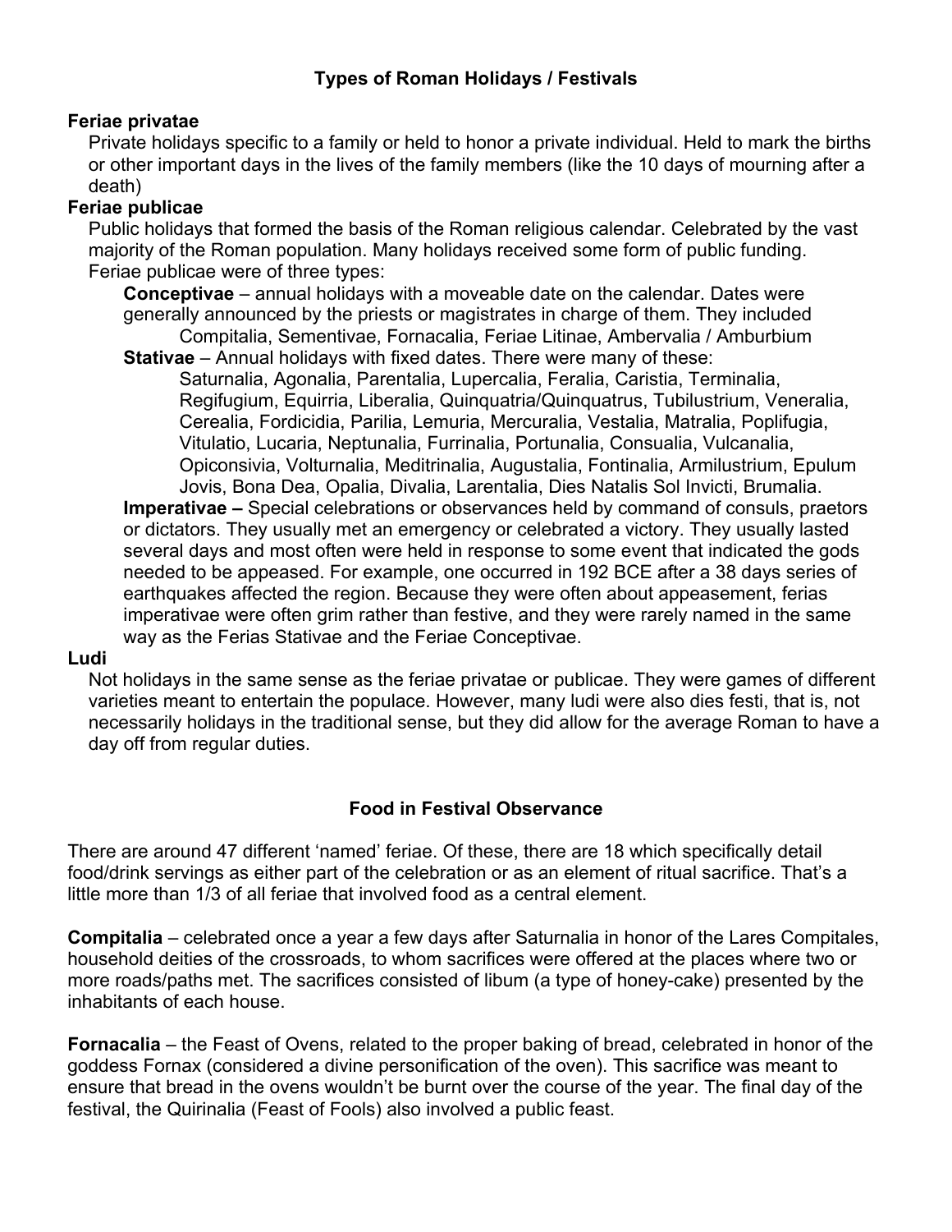## Types of Roman Holidays / Festivals

**Feriae privatae**

Private holidays specific to a family or held to honor a private individual. Held to mark the births or other important days in the lives of the family members (like the 10 days of mourning after a death)

**Feriae publicae**

Public holidays that formed the basis of the Roman religious calendar. Celebrated by the vast majority of the Roman population. Many holidays received some form of public funding. Feriae publicae were of three types:

**Conceptivae** – annual holidays with a moveable date on the calendar. Dates were generally announced by the priests or magistrates in charge of them. They included Compitalia, Sementivae, Fornacalia, Feriae Litinae, Ambervalia / Amburbium

**Stativae** – Annual holidays with fixed dates. There were many of these: Saturnalia, Agonalia, Parentalia, Lupercalia, Feralia, Caristia, Terminalia, Regifugium, Equirria, Liberalia, Quinquatria/Quinquatrus, Tubilustrium, Veneralia, Cerealia, Fordicidia, Parilia, Lemuria, Mercuralia, Vestalia, Matralia, Poplifugia, Vitulatio, Lucaria, Neptunalia, Furrinalia, Portunalia, Consualia, Vulcanalia, Opiconsivia, Volturnalia, Meditrinalia, Augustalia, Fontinalia, Armilustrium, Epulum Jovis, Bona Dea, Opalia, Divalia, Larentalia, Dies Natalis Sol Invicti, Brumalia.

**Imperativae –** Special celebrations or observances held by command of consuls, praetors or dictators. They usually met an emergency or celebrated a victory. They usually lasted several days and most often were held in response to some event that indicated the gods needed to be appeased. For example, one occurred in 192 BCE after a 38 days series of earthquakes affected the region. Because they were often about appeasement, ferias imperativae were often grim rather than festive, and they were rarely named in the same way as the Ferias Stativae and the Feriae Conceptivae.

**Ludi**

Not holidays in the same sense as the feriae privatae or publicae. They were games of different varieties meant to entertain the populace. However, many ludi were also dies festi, that is, not necessarily holidays in the traditional sense, but they did allow for the average Roman to have a day off from regular duties.

## Food in Festival Observance

There are around 47 different 'named' feriae. Of these, there are 18 which specifically detail food/drink servings as either part of the celebration or as an element of ritual sacrifice. That's a little more than 1/3 of all feriae that involved food as a central element.

**Compitalia** – celebrated once a year a few days after Saturnalia in honor of the Lares Compitales, household deities of the crossroads, to whom sacrifices were offered at the places where two or more roads/paths met. The sacrifices consisted of libum (a type of honey-cake) presented by the inhabitants of each house.

**Fornacalia** – the Feast of Ovens, related to the proper baking of bread, celebrated in honor of the goddess Fornax (considered a divine personification of the oven). This sacrifice was meant to ensure that bread in the ovens wouldn't be burnt over the course of the year. The final day of the festival, the Quirinalia (Feast of Fools) also involved a public feast.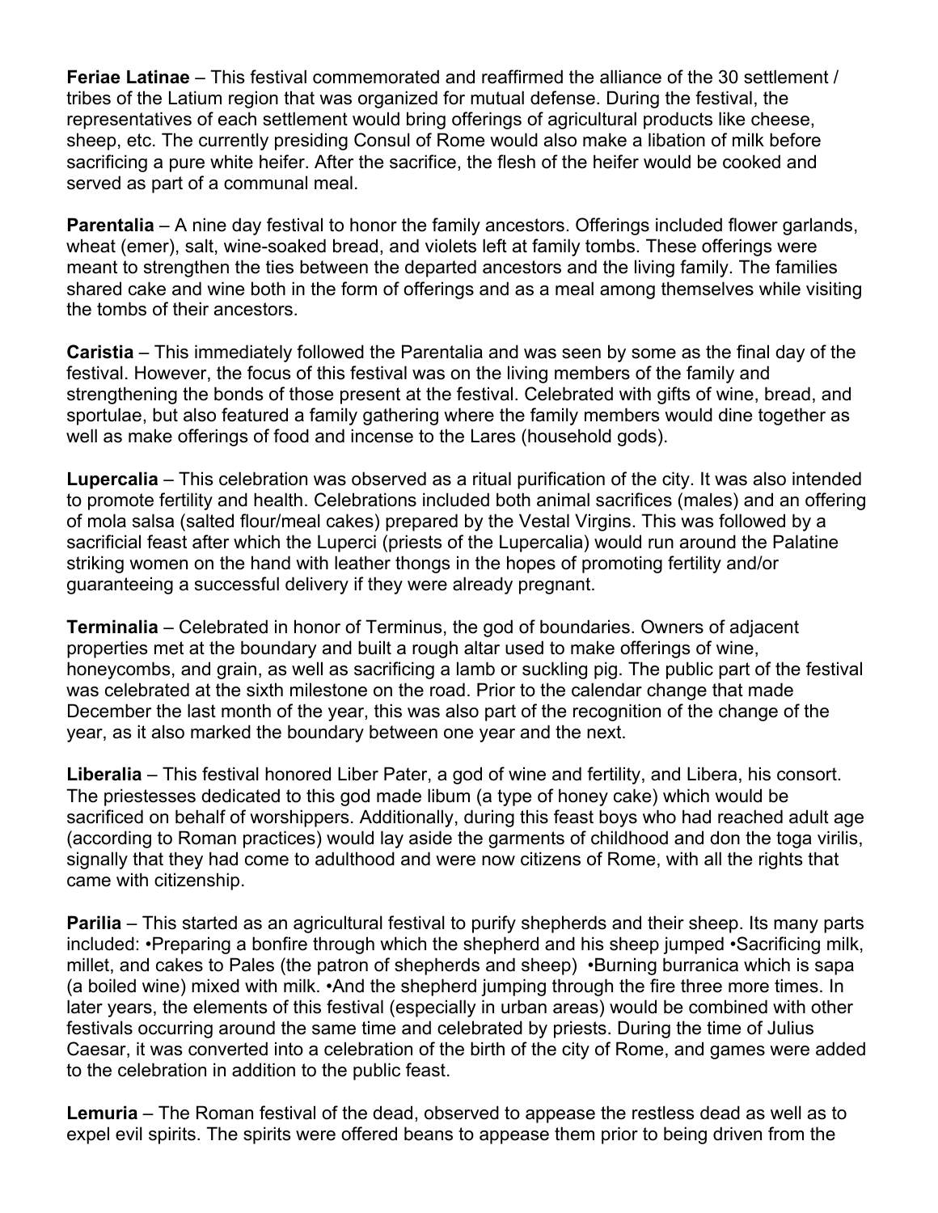**Feriae Latinae** – This festival commemorated and reaffirmed the alliance of the 30 settlement / tribes of the Latium region that was organized for mutual defense. During the festival, the representatives of each settlement would bring offerings of agricultural products like cheese, sheep, etc. The currently presiding Consul of Rome would also make a libation of milk before sacrificing a pure white heifer. After the sacrifice, the flesh of the heifer would be cooked and served as part of a communal meal.

**Parentalia** – A nine day festival to honor the family ancestors. Offerings included flower garlands, wheat (emer), salt, wine-soaked bread, and violets left at family tombs. These offerings were meant to strengthen the ties between the departed ancestors and the living family. The families shared cake and wine both in the form of offerings and as a meal among themselves while visiting the tombs of their ancestors.

**Caristia** – This immediately followed the Parentalia and was seen by some as the final day of the festival. However, the focus of this festival was on the living members of the family and strengthening the bonds of those present at the festival. Celebrated with gifts of wine, bread, and sportulae, but also featured a family gathering where the family members would dine together as well as make offerings of food and incense to the Lares (household gods).

**Lupercalia** – This celebration was observed as a ritual purification of the city. It was also intended to promote fertility and health. Celebrations included both animal sacrifices (males) and an offering of mola salsa (salted flour/meal cakes) prepared by the Vestal Virgins. This was followed by a sacrificial feast after which the Luperci (priests of the Lupercalia) would run around the Palatine striking women on the hand with leather thongs in the hopes of promoting fertility and/or guaranteeing a successful delivery if they were already pregnant.

**Terminalia** – Celebrated in honor of Terminus, the god of boundaries. Owners of adjacent properties met at the boundary and built a rough altar used to make offerings of wine, honeycombs, and grain, as well as sacrificing a lamb or suckling pig. The public part of the festival was celebrated at the sixth milestone on the road. Prior to the calendar change that made December the last month of the year, this was also part of the recognition of the change of the year, as it also marked the boundary between one year and the next.

**Liberalia** – This festival honored Liber Pater, a god of wine and fertility, and Libera, his consort. The priestesses dedicated to this god made libum (a type of honey cake) which would be sacrificed on behalf of worshippers. Additionally, during this feast boys who had reached adult age (according to Roman practices) would lay aside the garments of childhood and don the toga virilis, signally that they had come to adulthood and were now citizens of Rome, with all the rights that came with citizenship.

**Parilia** – This started as an agricultural festival to purify shepherds and their sheep. Its many parts included: •Preparing a bonfire through which the shepherd and his sheep jumped •Sacrificing milk, millet, and cakes to Pales (the patron of shepherds and sheep) •Burning burranica which is sapa (a boiled wine) mixed with milk. •And the shepherd jumping through the fire three more times. In later years, the elements of this festival (especially in urban areas) would be combined with other festivals occurring around the same time and celebrated by priests. During the time of Julius Caesar, it was converted into a celebration of the birth of the city of Rome, and games were added to the celebration in addition to the public feast.

**Lemuria** – The Roman festival of the dead, observed to appease the restless dead as well as to expel evil spirits. The spirits were offered beans to appease them prior to being driven from the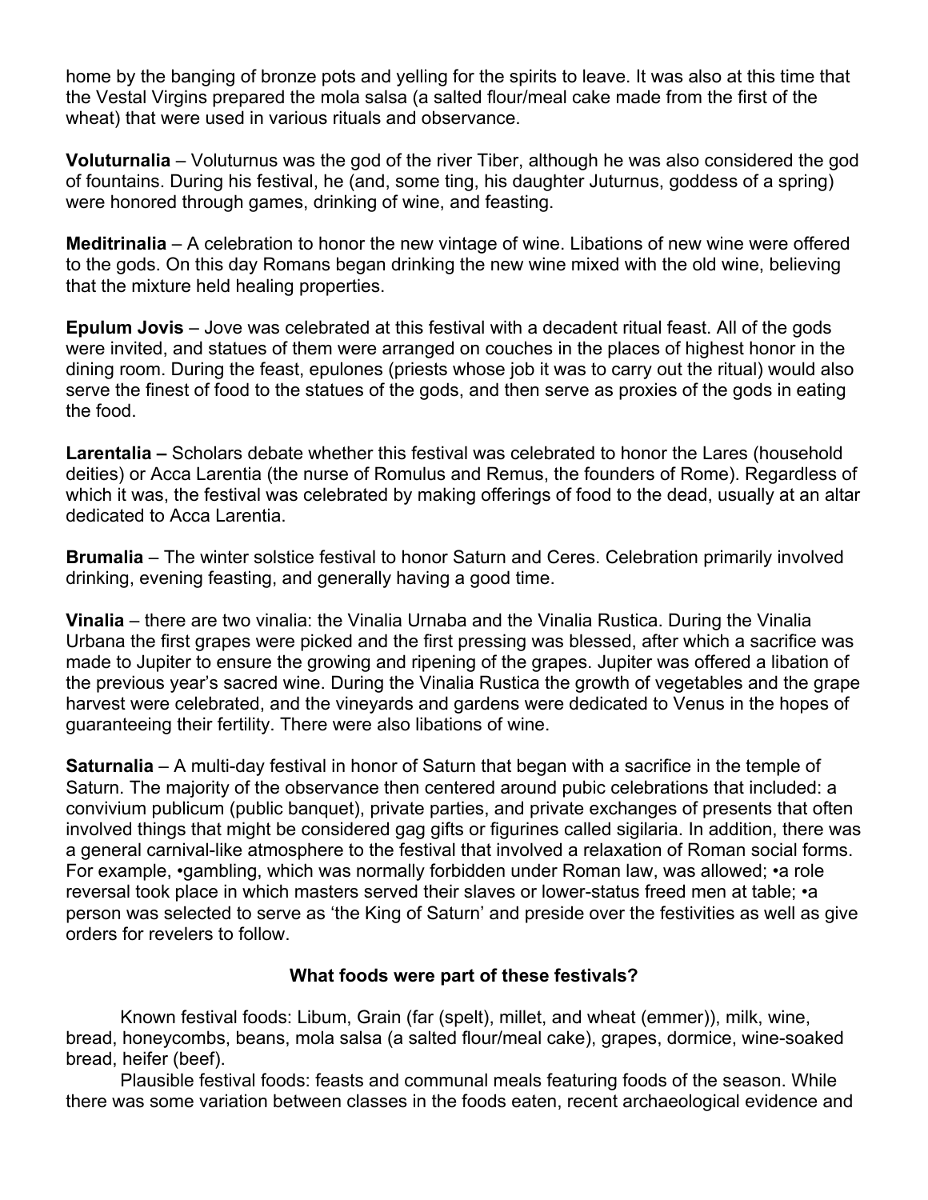home by the banging of bronze pots and yelling for the spirits to leave. It was also at this time that the Vestal Virgins prepared the mola salsa (a salted flour/meal cake made from the first of the wheat) that were used in various rituals and observance.

**Voluturnalia** – Voluturnus was the god of the river Tiber, although he was also considered the god of fountains. During his festival, he (and, some ting, his daughter Juturnus, goddess of a spring) were honored through games, drinking of wine, and feasting.

**Meditrinalia** – A celebration to honor the new vintage of wine. Libations of new wine were offered to the gods. On this day Romans began drinking the new wine mixed with the old wine, believing that the mixture held healing properties.

**Epulum Jovis** – Jove was celebrated at this festival with a decadent ritual feast. All of the gods were invited, and statues of them were arranged on couches in the places of highest honor in the dining room. During the feast, epulones (priests whose job it was to carry out the ritual) would also serve the finest of food to the statues of the gods, and then serve as proxies of the gods in eating the food.

**Larentalia –** Scholars debate whether this festival was celebrated to honor the Lares (household deities) or Acca Larentia (the nurse of Romulus and Remus, the founders of Rome). Regardless of which it was, the festival was celebrated by making offerings of food to the dead, usually at an altar dedicated to Acca Larentia.

**Brumalia** – The winter solstice festival to honor Saturn and Ceres. Celebration primarily involved drinking, evening feasting, and generally having a good time.

**Vinalia** – there are two vinalia: the Vinalia Urnaba and the Vinalia Rustica. During the Vinalia Urbana the first grapes were picked and the first pressing was blessed, after which a sacrifice was made to Jupiter to ensure the growing and ripening of the grapes. Jupiter was offered a libation of the previous year's sacred wine. During the Vinalia Rustica the growth of vegetables and the grape harvest were celebrated, and the vineyards and gardens were dedicated to Venus in the hopes of guaranteeing their fertility. There were also libations of wine.

**Saturnalia** – A multi-day festival in honor of Saturn that began with a sacrifice in the temple of Saturn. The majority of the observance then centered around pubic celebrations that included: a convivium publicum (public banquet), private parties, and private exchanges of presents that often involved things that might be considered gag gifts or figurines called sigilaria. In addition, there was a general carnival-like atmosphere to the festival that involved a relaxation of Roman social forms. For example, •gambling, which was normally forbidden under Roman law, was allowed; •a role reversal took place in which masters served their slaves or lower-status freed men at table; •a person was selected to serve as 'the King of Saturn' and preside over the festivities as well as give orders for revelers to follow.

### What foods were part of these festivals?

Known festival foods: Libum, Grain (far (spelt), millet, and wheat (emmer)), milk, wine, bread, honeycombs, beans, mola salsa (a salted flour/meal cake), grapes, dormice, wine-soaked bread, heifer (beef).

Plausible festival foods: feasts and communal meals featuring foods of the season. While there was some variation between classes in the foods eaten, recent archaeological evidence and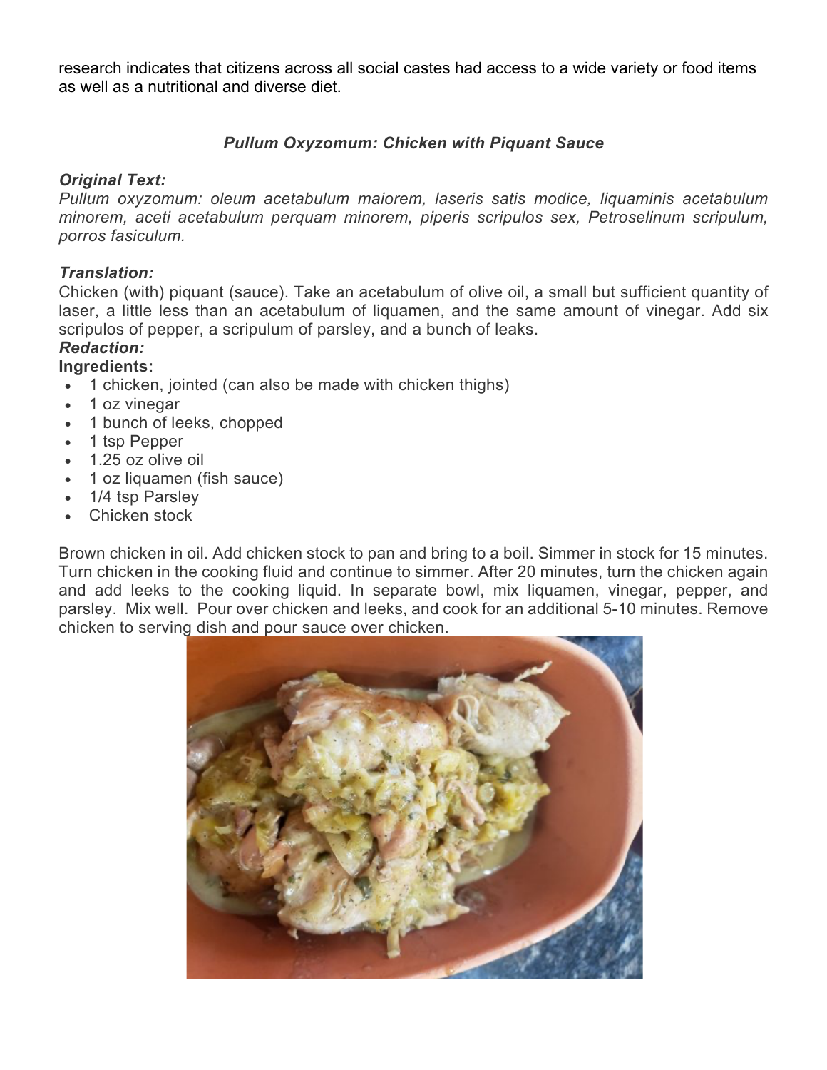research indicates that citizens across all social castes had access to a wide variety or food items as well as a nutritional and diverse diet.

### *Pullum Oxyzomum: Chicken with Piquant Sauce*

***Original Text:***

*Pullum oxyzomum: oleum acetabulum maiorem, laseris satis modice, liquaminis acetabulum minorem, aceti acetabulum perquam minorem, piperis scripulos sex, Petroselinum scripulum, porros fasiculum.*

***Translation:***

Chicken (with) piquant (sauce). Take an acetabulum of olive oil, a small but sufficient quantity of laser, a little less than an acetabulum of liquamen, and the same amount of vinegar. Add six scripulos of pepper, a scripulum of parsley, and a bunch of leaks.

***Redaction:***

**Ingredients:**

- 1 chicken, jointed (can also be made with chicken thighs)
- 1 oz vinegar
- 1 bunch of leeks, chopped
- 1 tsp Pepper
- 1.25 oz olive oil
- 1 oz liquamen (fish sauce)
- 1/4 tsp Parsley
- Chicken stock

Brown chicken in oil. Add chicken stock to pan and bring to a boil. Simmer in stock for 15 minutes. Turn chicken in the cooking fluid and continue to simmer. After 20 minutes, turn the chicken again and add leeks to the cooking liquid. In separate bowl, mix liquamen, vinegar, pepper, and parsley. Mix well. Pour over chicken and leeks, and cook for an additional 5-10 minutes. Remove chicken to serving dish and pour sauce over chicken.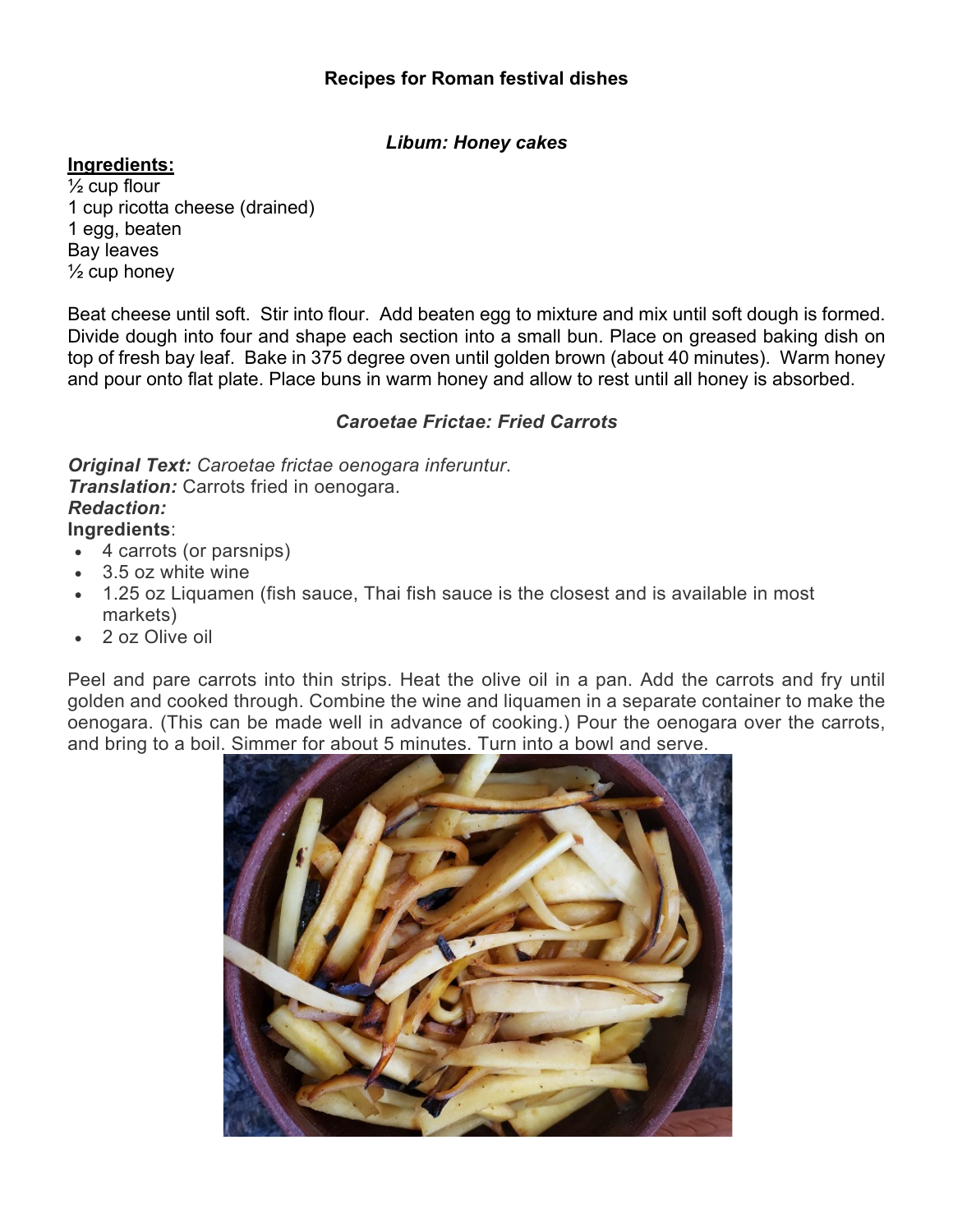## Recipes for Roman festival dishes

### *Libum: Honey cakes*

**Ingredients:**
½ cup flour
1 cup ricotta cheese (drained)
1 egg, beaten
Bay leaves
½ cup honey

Beat cheese until soft. Stir into flour. Add beaten egg to mixture and mix until soft dough is formed. Divide dough into four and shape each section into a small bun. Place on greased baking dish on top of fresh bay leaf. Bake in 375 degree oven until golden brown (about 40 minutes). Warm honey and pour onto flat plate. Place buns in warm honey and allow to rest until all honey is absorbed.

### *Caroetae Frictae: Fried Carrots*

***Original Text:*** *Caroetae frictae oenogara inferuntur.*
***Translation:*** Carrots fried in oenogara.
***Redaction:***
**Ingredients**:

- 4 carrots (or parsnips)
- 3.5 oz white wine
- 1.25 oz Liquamen (fish sauce, Thai fish sauce is the closest and is available in most markets)
- 2 oz Olive oil

Peel and pare carrots into thin strips. Heat the olive oil in a pan. Add the carrots and fry until golden and cooked through. Combine the wine and liquamen in a separate container to make the oenogara. (This can be made well in advance of cooking.) Pour the oenogara over the carrots, and bring to a boil. Simmer for about 5 minutes. Turn into a bowl and serve.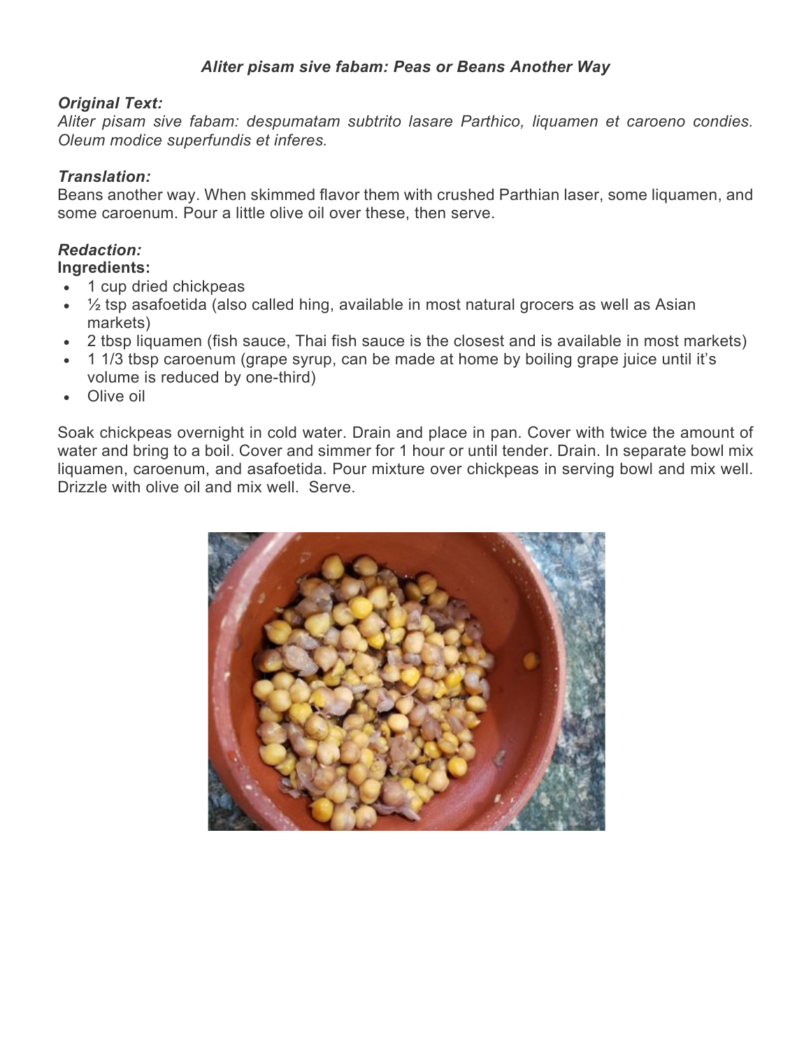## *Aliter pisam sive fabam: Peas or Beans Another Way*

***Original Text:***

*Aliter pisam sive fabam: despumatam subtrito lasare Parthico, liquamen et caroeno condies. Oleum modice superfundis et inferes.*

***Translation:***

Beans another way. When skimmed flavor them with crushed Parthian laser, some liquamen, and some caroenum. Pour a little olive oil over these, then serve.

***Redaction:***

**Ingredients:**

- 1 cup dried chickpeas
- ½ tsp asafoetida (also called hing, available in most natural grocers as well as Asian markets)
- 2 tbsp liquamen (fish sauce, Thai fish sauce is the closest and is available in most markets)
- 1 1/3 tbsp caroenum (grape syrup, can be made at home by boiling grape juice until it's volume is reduced by one-third)
- Olive oil

Soak chickpeas overnight in cold water. Drain and place in pan. Cover with twice the amount of water and bring to a boil. Cover and simmer for 1 hour or until tender. Drain. In separate bowl mix liquamen, caroenum, and asafoetida. Pour mixture over chickpeas in serving bowl and mix well. Drizzle with olive oil and mix well. Serve.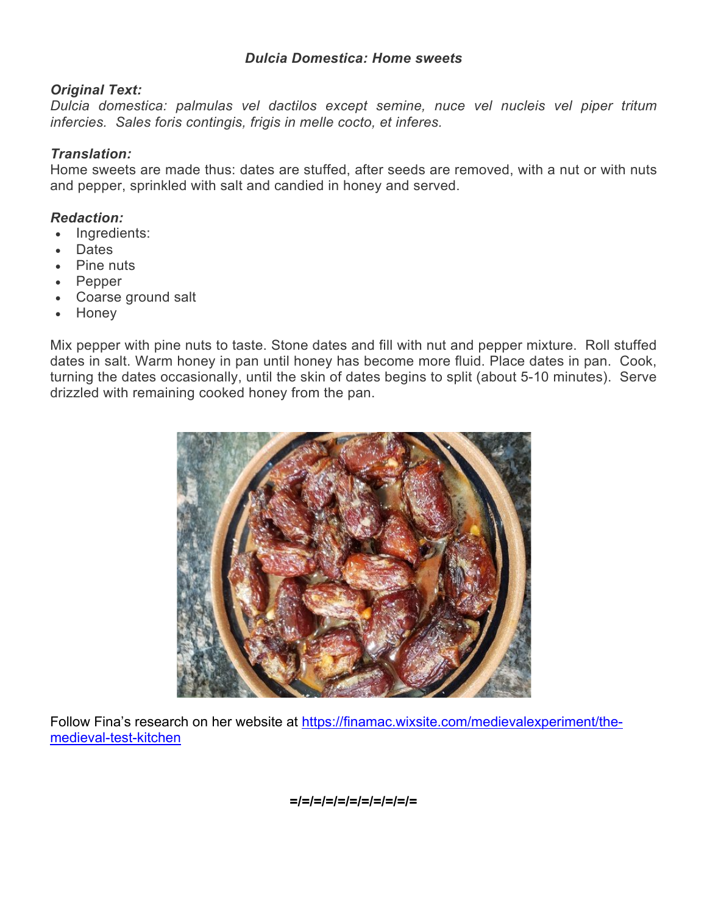### *Dulcia Domestica: Home sweets*

***Original Text:***

*Dulcia domestica: palmulas vel dactilos except semine, nuce vel nucleis vel piper tritum infercies. Sales foris contingis, frigis in melle cocto, et inferes.*

***Translation:***

Home sweets are made thus: dates are stuffed, after seeds are removed, with a nut or with nuts and pepper, sprinkled with salt and candied in honey and served.

***Redaction:***

- Ingredients:
- Dates
- Pine nuts
- Pepper
- Coarse ground salt
- Honey

Mix pepper with pine nuts to taste. Stone dates and fill with nut and pepper mixture. Roll stuffed dates in salt. Warm honey in pan until honey has become more fluid. Place dates in pan. Cook, turning the dates occasionally, until the skin of dates begins to split (about 5-10 minutes). Serve drizzled with remaining cooked honey from the pan.

Follow Fina's research on her website at [https://finamac.wixsite.com/medievalexperiment/the-medieval-test-kitchen](https://finamac.wixsite.com/medievalexperiment/the-medieval-test-kitchen)

**=/=/=/=/=/=/=/=/=/=/=**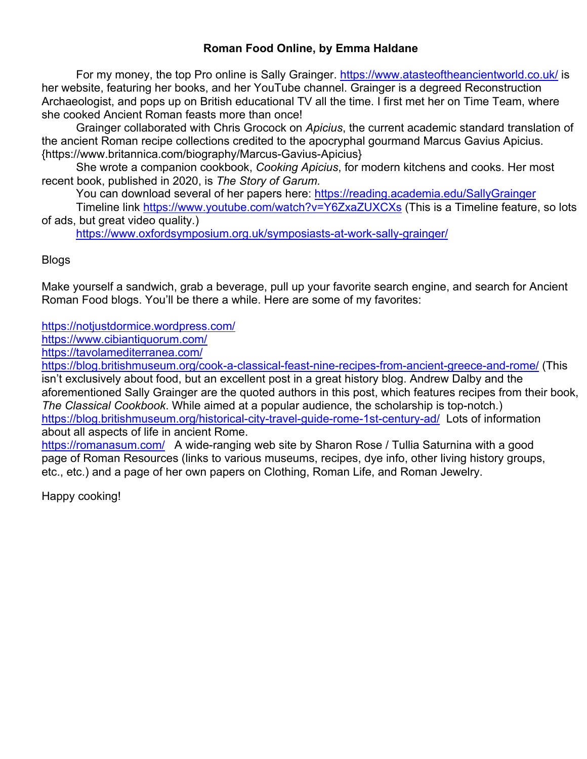**Roman Food Online, by Emma Haldane**

For my money, the top Pro online is Sally Grainger. https://www.atasteoftheancientworld.co.uk/ is her website, featuring her books, and her YouTube channel. Grainger is a degreed Reconstruction Archaeologist, and pops up on British educational TV all the time. I first met her on Time Team, where she cooked Ancient Roman feasts more than once!

Grainger collaborated with Chris Grocock on *Apicius*, the current academic standard translation of the ancient Roman recipe collections credited to the apocryphal gourmand Marcus Gavius Apicius. {https://www.britannica.com/biography/Marcus-Gavius-Apicius}

She wrote a companion cookbook, *Cooking Apicius*, for modern kitchens and cooks. Her most recent book, published in 2020, is *The Story of Garum.*

You can download several of her papers here: https://reading.academia.edu/SallyGrainger

Timeline link https://www.youtube.com/watch?v=Y6ZxaZUXCXs (This is a Timeline feature, so lots of ads, but great video quality.)

https://www.oxfordsymposium.org.uk/symposiasts-at-work-sally-grainger/

Blogs

Make yourself a sandwich, grab a beverage, pull up your favorite search engine, and search for Ancient Roman Food blogs. You'll be there a while. Here are some of my favorites:

https://notjustdormice.wordpress.com/
https://www.cibiantiquorum.com/
https://tavolamediterranea.com/
https://blog.britishmuseum.org/cook-a-classical-feast-nine-recipes-from-ancient-greece-and-rome/ (This isn't exclusively about food, but an excellent post in a great history blog. Andrew Dalby and the aforementioned Sally Grainger are the quoted authors in this post, which features recipes from their book, *The Classical Cookbook*. While aimed at a popular audience, the scholarship is top-notch.)
https://blog.britishmuseum.org/historical-city-travel-guide-rome-1st-century-ad/ Lots of information about all aspects of life in ancient Rome.
https://romanasum.com/ A wide-ranging web site by Sharon Rose / Tullia Saturnina with a good page of Roman Resources (links to various museums, recipes, dye info, other living history groups, etc., etc.) and a page of her own papers on Clothing, Roman Life, and Roman Jewelry.

Happy cooking!